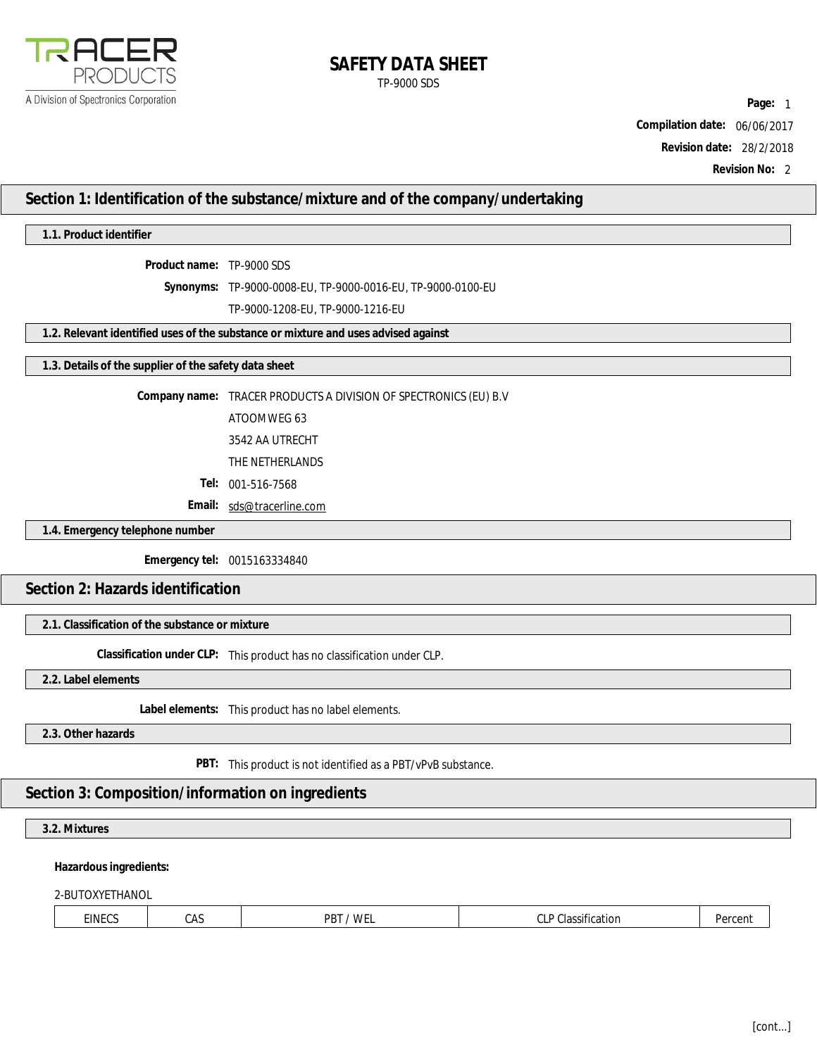# SAFETY DATA SHEET

TP-9000 SDS

**Page:** 1

**Compilation date:** 06/06/2017

**Revision date:** 28/2/2018

**Revision No:** 2

## Section 1: Identification of the substance/mixture and of the company/undertaking

### 1.1. Product identifier

**Product name:** TP-9000 SDS

**Synonyms:** TP-9000-0008-EU, TP-9000-0016-EU, TP-9000-0100-EU

TP-9000-1208-EU, TP-9000-1216-EU

### 1.2. Relevant identified uses of the substance or mixture and uses advised against

### 1.3. Details of the supplier of the safety data sheet

**Company name:** TRACER PRODUCTS A DIVISION OF SPECTRONICS (EU) B.V

ATOOMWEG 63

3542 AA UTRECHT

THE NETHERLANDS

**Tel:** 001-516-7568

**Email:** sds@tracerline.com

### 1.4. Emergency telephone number

**Emergency tel:** 0015163334840

## Section 2: Hazards identification

### 2.1. Classification of the substance or mixture

**Classification under CLP:** This product has no classification under CLP.

### 2.2. Label elements

**Label elements:** This product has no label elements.

### 2.3. Other hazards

**PBT:** This product is not identified as a PBT/vPvB substance.

## Section 3: Composition/information on ingredients

### 3.2. Mixtures

**Hazardous ingredients:**

2-BUTOXYETHANOL

| EINECS | CAS | PBT / WEL | CLP Classification | Percent |
|---|---|---|---|---|

[cont...]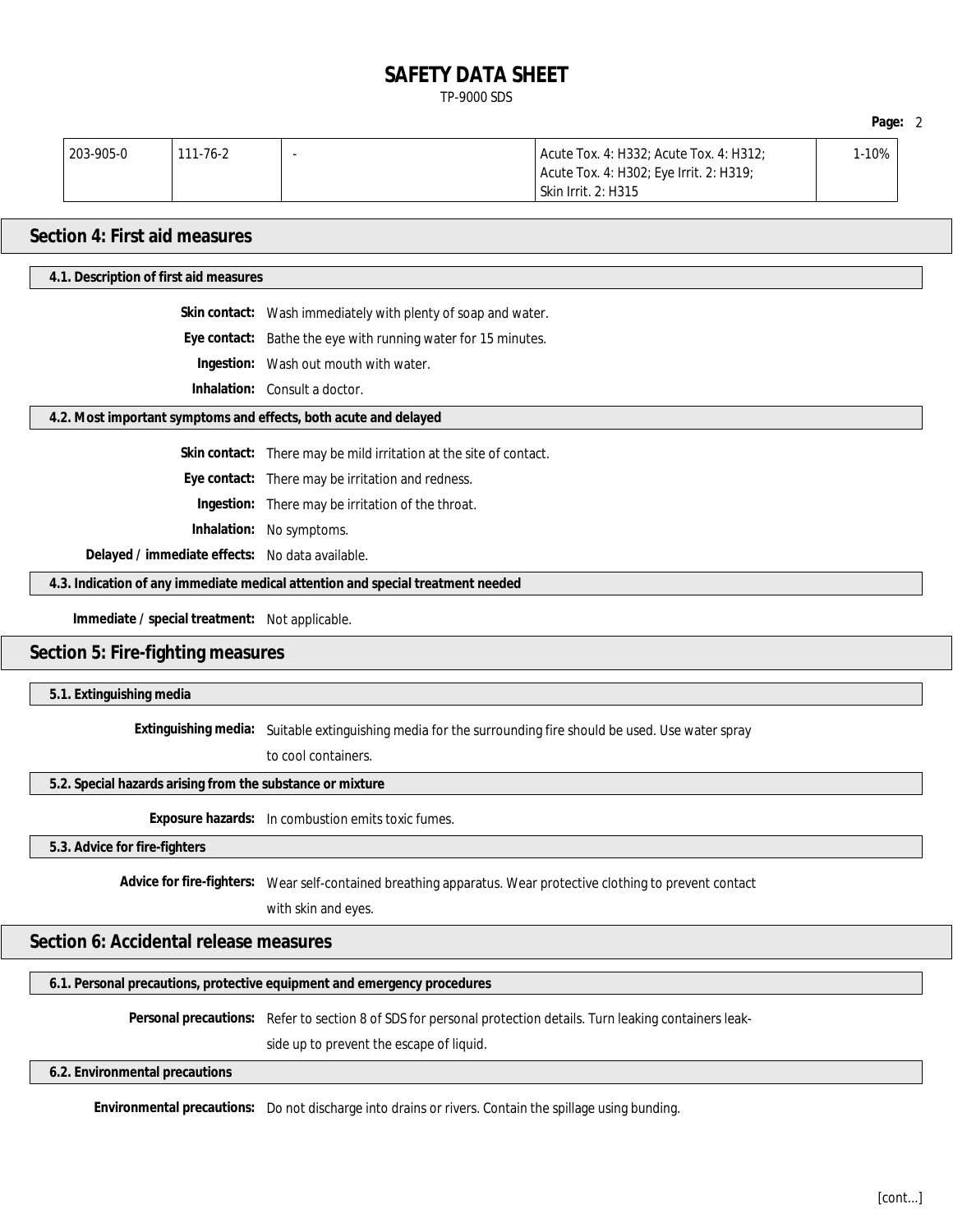| 203-905-0 | 111-76-2 | - | Acute Tox. 4: H332; Acute Tox. 4: H312; Acute Tox. 4: H302; Eye Irrit. 2: H319; Skin Irrit. 2: H315 | 1-10% |
|---|---|---|---|---|

## Section 4: First aid measures

### 4.1. Description of first aid measures

**Skin contact:** Wash immediately with plenty of soap and water.

**Eye contact:** Bathe the eye with running water for 15 minutes.

**Ingestion:** Wash out mouth with water.

**Inhalation:** Consult a doctor.

### 4.2. Most important symptoms and effects, both acute and delayed

**Skin contact:** There may be mild irritation at the site of contact.

**Eye contact:** There may be irritation and redness.

**Ingestion:** There may be irritation of the throat.

**Inhalation:** No symptoms.

**Delayed / immediate effects:** No data available.

### 4.3. Indication of any immediate medical attention and special treatment needed

**Immediate / special treatment:** Not applicable.

## Section 5: Fire-fighting measures

### 5.1. Extinguishing media

**Extinguishing media:** Suitable extinguishing media for the surrounding fire should be used. Use water spray to cool containers.

### 5.2. Special hazards arising from the substance or mixture

**Exposure hazards:** In combustion emits toxic fumes.

### 5.3. Advice for fire-fighters

**Advice for fire-fighters:** Wear self-contained breathing apparatus. Wear protective clothing to prevent contact with skin and eyes.

## Section 6: Accidental release measures

### 6.1. Personal precautions, protective equipment and emergency procedures

**Personal precautions:** Refer to section 8 of SDS for personal protection details. Turn leaking containers leak-side up to prevent the escape of liquid.

### 6.2. Environmental precautions

**Environmental precautions:** Do not discharge into drains or rivers. Contain the spillage using bunding.

[cont...]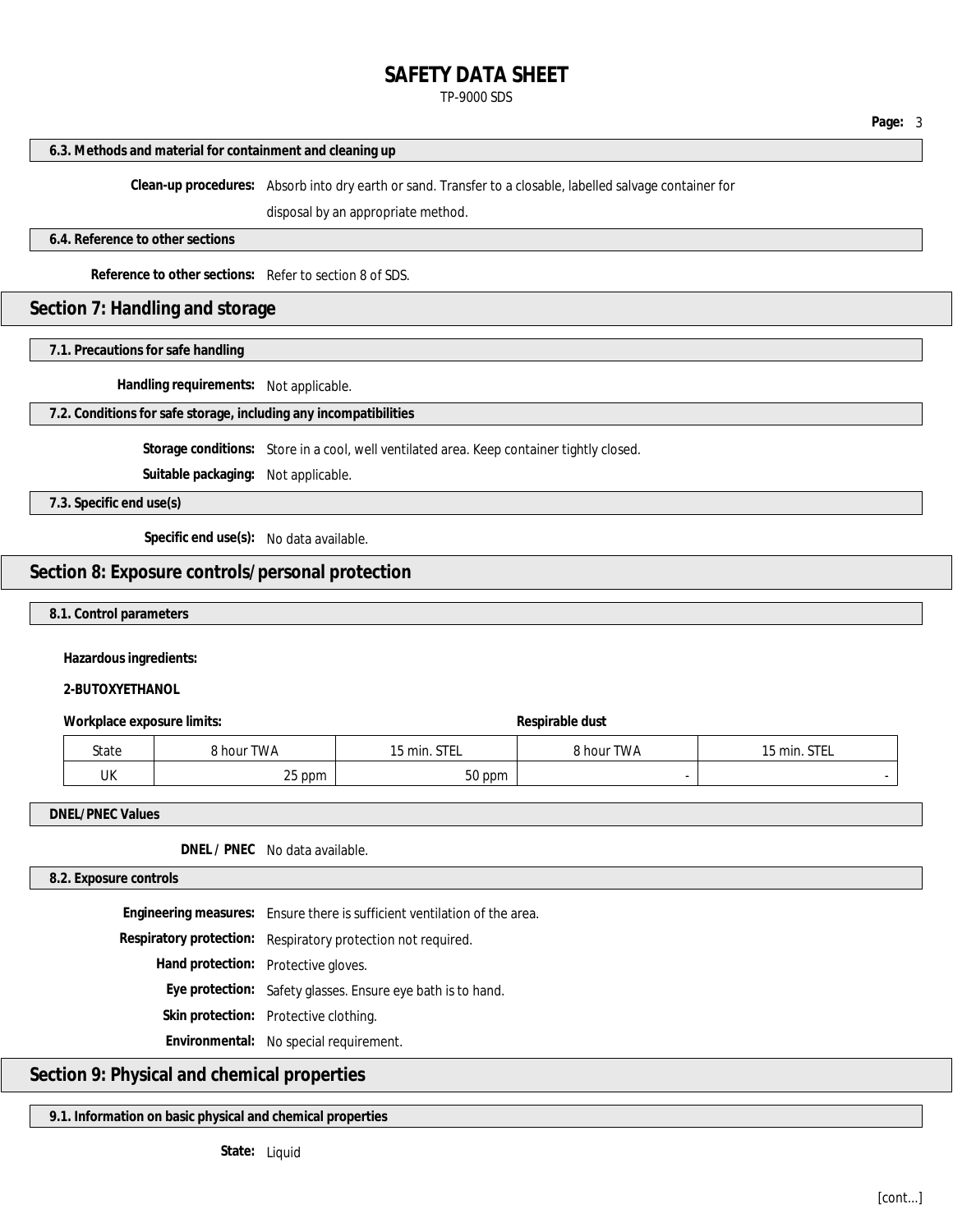### 6.3. Methods and material for containment and cleaning up

**Clean-up procedures:** Absorb into dry earth or sand. Transfer to a closable, labelled salvage container for disposal by an appropriate method.

### 6.4. Reference to other sections

**Reference to other sections:** Refer to section 8 of SDS.

## Section 7: Handling and storage

### 7.1. Precautions for safe handling

**Handling requirements:** Not applicable.

### 7.2. Conditions for safe storage, including any incompatibilities

**Storage conditions:** Store in a cool, well ventilated area. Keep container tightly closed.

**Suitable packaging:** Not applicable.

### 7.3. Specific end use(s)

**Specific end use(s):** No data available.

## Section 8: Exposure controls/personal protection

### 8.1. Control parameters

**Hazardous ingredients:**

**2-BUTOXYETHANOL**

| Workplace exposure limits: | | | Respirable dust | |
|---|---|---|---|---|
| State | 8 hour TWA | 15 min. STEL | 8 hour TWA | 15 min. STEL |
| UK | 25 ppm | 50 ppm | - | - |

### DNEL/PNEC Values

**DNEL / PNEC** No data available.

### 8.2. Exposure controls

**Engineering measures:** Ensure there is sufficient ventilation of the area.

**Respiratory protection:** Respiratory protection not required.

**Hand protection:** Protective gloves.

**Eye protection:** Safety glasses. Ensure eye bath is to hand.

**Skin protection:** Protective clothing.

**Environmental:** No special requirement.

## Section 9: Physical and chemical properties

### 9.1. Information on basic physical and chemical properties

**State:** Liquid

[cont...]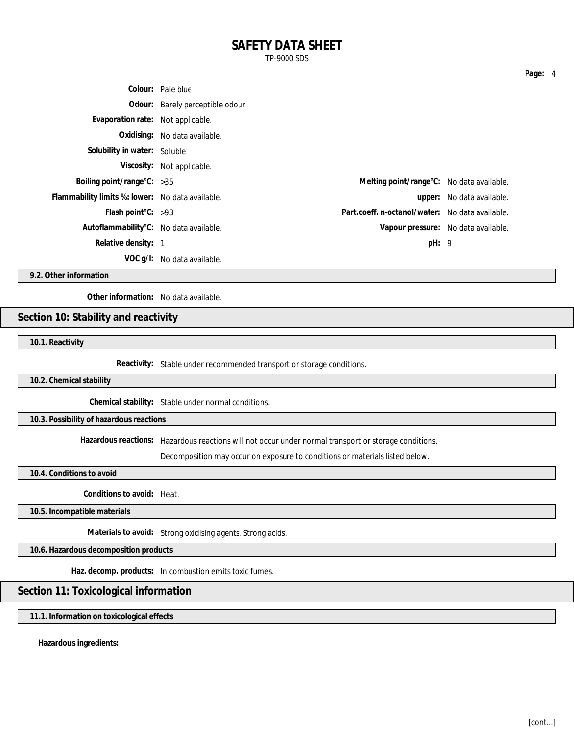**Colour:** Pale blue

**Odour:** Barely perceptible odour

**Evaporation rate:** Not applicable.

**Oxidising:** No data available.

**Solubility in water:** Soluble

**Viscosity:** Not applicable.

| | | | |
|---|---|---|---|
| **Boiling point/range°C:** | >35 | **Melting point/range°C:** | No data available. |
| **Flammability limits %: lower:** | No data available. | **upper:** | No data available. |
| **Flash point°C:** | >93 | **Part.coeff. n-octanol/water:** | No data available. |
| **Autoflammability°C:** | No data available. | **Vapour pressure:** | No data available. |
| **Relative density:** | 1 | **pH:** | 9 |
| **VOC g/l:** | No data available. | | |

### 9.2. Other information

**Other information:** No data available.

## Section 10: Stability and reactivity

### 10.1. Reactivity

**Reactivity:** Stable under recommended transport or storage conditions.

### 10.2. Chemical stability

**Chemical stability:** Stable under normal conditions.

### 10.3. Possibility of hazardous reactions

**Hazardous reactions:** Hazardous reactions will not occur under normal transport or storage conditions.

Decomposition may occur on exposure to conditions or materials listed below.

### 10.4. Conditions to avoid

**Conditions to avoid:** Heat.

### 10.5. Incompatible materials

**Materials to avoid:** Strong oxidising agents. Strong acids.

### 10.6. Hazardous decomposition products

**Haz. decomp. products:** In combustion emits toxic fumes.

## Section 11: Toxicological information

### 11.1. Information on toxicological effects

**Hazardous ingredients:**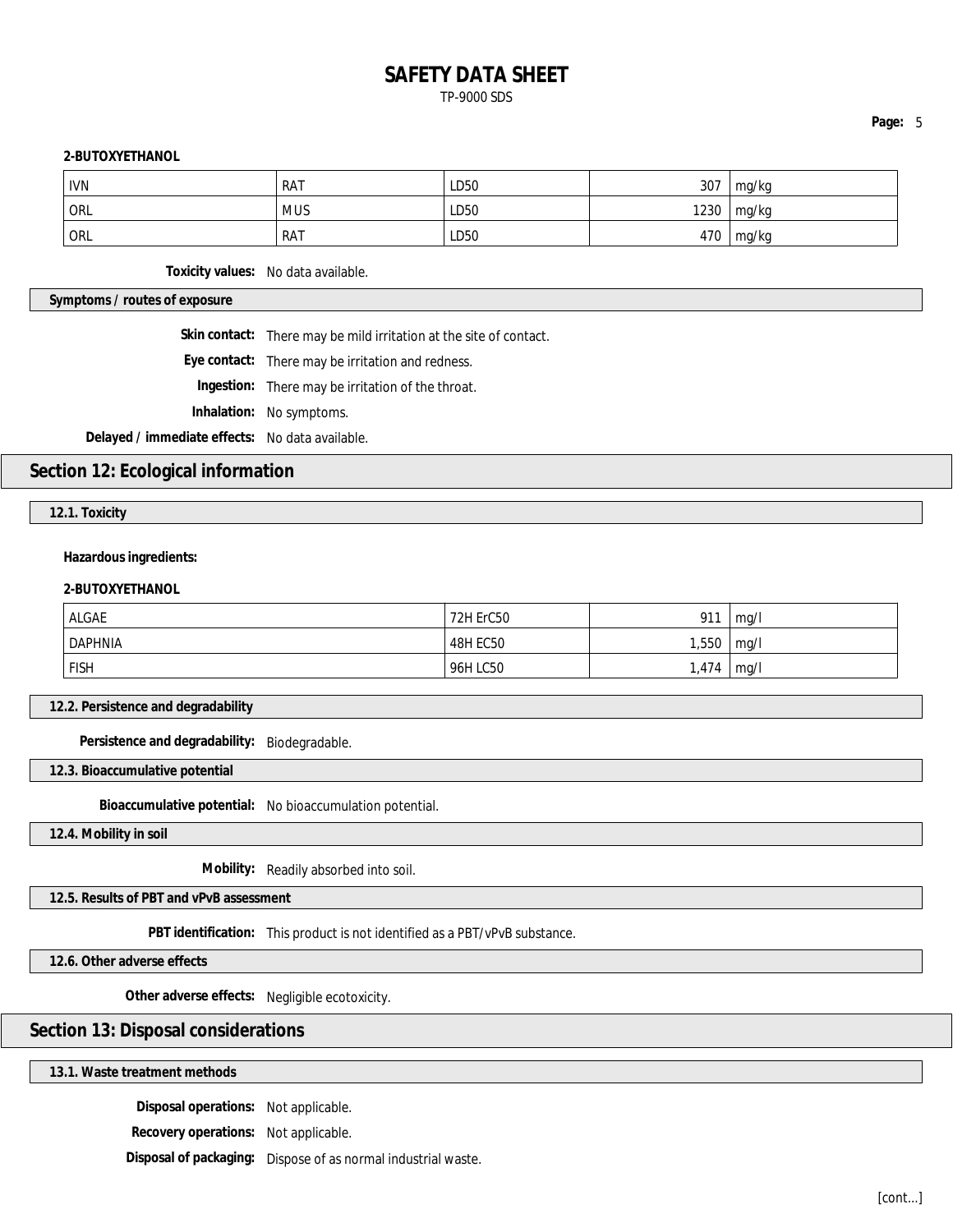**2-BUTOXYETHANOL**

| | | | | |
|---|---|---|---|---|
| IVN | RAT | LD50 | 307 | mg/kg |
| ORL | MUS | LD50 | 1230 | mg/kg |
| ORL | RAT | LD50 | 470 | mg/kg |

**Toxicity values:** No data available.

### Symptoms / routes of exposure

**Skin contact:** There may be mild irritation at the site of contact.

**Eye contact:** There may be irritation and redness.

**Ingestion:** There may be irritation of the throat.

**Inhalation:** No symptoms.

**Delayed / immediate effects:** No data available.

## Section 12: Ecological information

### 12.1. Toxicity

**Hazardous ingredients:**

**2-BUTOXYETHANOL**

| | | | |
|---|---|---|---|
| ALGAE | 72H ErC50 | 911 | mg/l |
| DAPHNIA | 48H EC50 | 1,550 | mg/l |
| FISH | 96H LC50 | 1,474 | mg/l |

### 12.2. Persistence and degradability

**Persistence and degradability:** Biodegradable.

### 12.3. Bioaccumulative potential

**Bioaccumulative potential:** No bioaccumulation potential.

### 12.4. Mobility in soil

**Mobility:** Readily absorbed into soil.

### 12.5. Results of PBT and vPvB assessment

**PBT identification:** This product is not identified as a PBT/vPvB substance.

### 12.6. Other adverse effects

**Other adverse effects:** Negligible ecotoxicity.

## Section 13: Disposal considerations

### 13.1. Waste treatment methods

**Disposal operations:** Not applicable.

**Recovery operations:** Not applicable.

**Disposal of packaging:** Dispose of as normal industrial waste.

[cont...]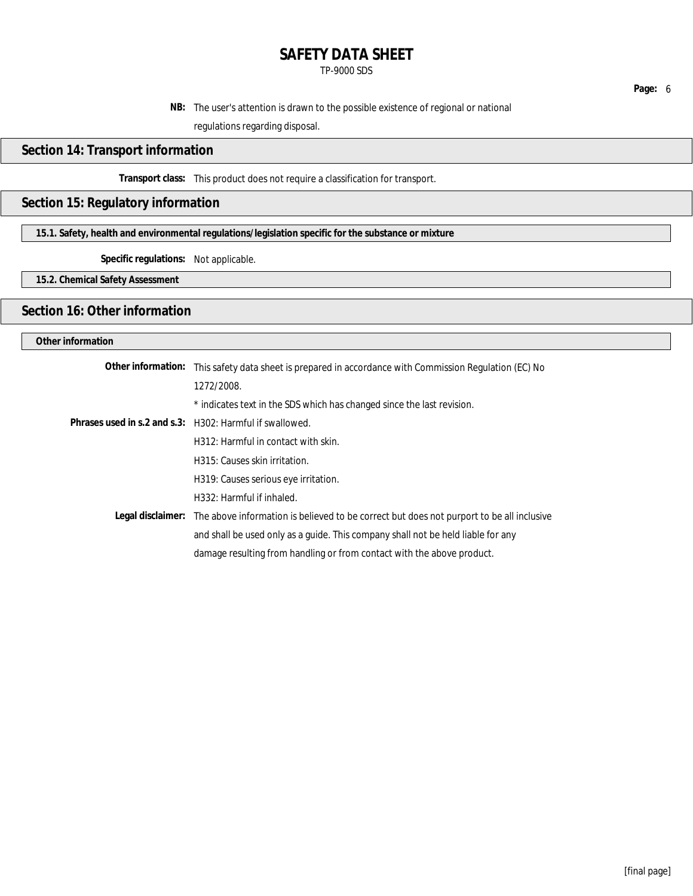**NB:** The user's attention is drawn to the possible existence of regional or national regulations regarding disposal.

## Section 14: Transport information

**Transport class:** This product does not require a classification for transport.

## Section 15: Regulatory information

### 15.1. Safety, health and environmental regulations/legislation specific for the substance or mixture

**Specific regulations:** Not applicable.

### 15.2. Chemical Safety Assessment

## Section 16: Other information

### Other information

**Other information:** This safety data sheet is prepared in accordance with Commission Regulation (EC) No 1272/2008.

* indicates text in the SDS which has changed since the last revision.

**Phrases used in s.2 and s.3:** H302: Harmful if swallowed.

H312: Harmful in contact with skin.

H315: Causes skin irritation.

H319: Causes serious eye irritation.

H332: Harmful if inhaled.

**Legal disclaimer:** The above information is believed to be correct but does not purport to be all inclusive and shall be used only as a guide. This company shall not be held liable for any damage resulting from handling or from contact with the above product.